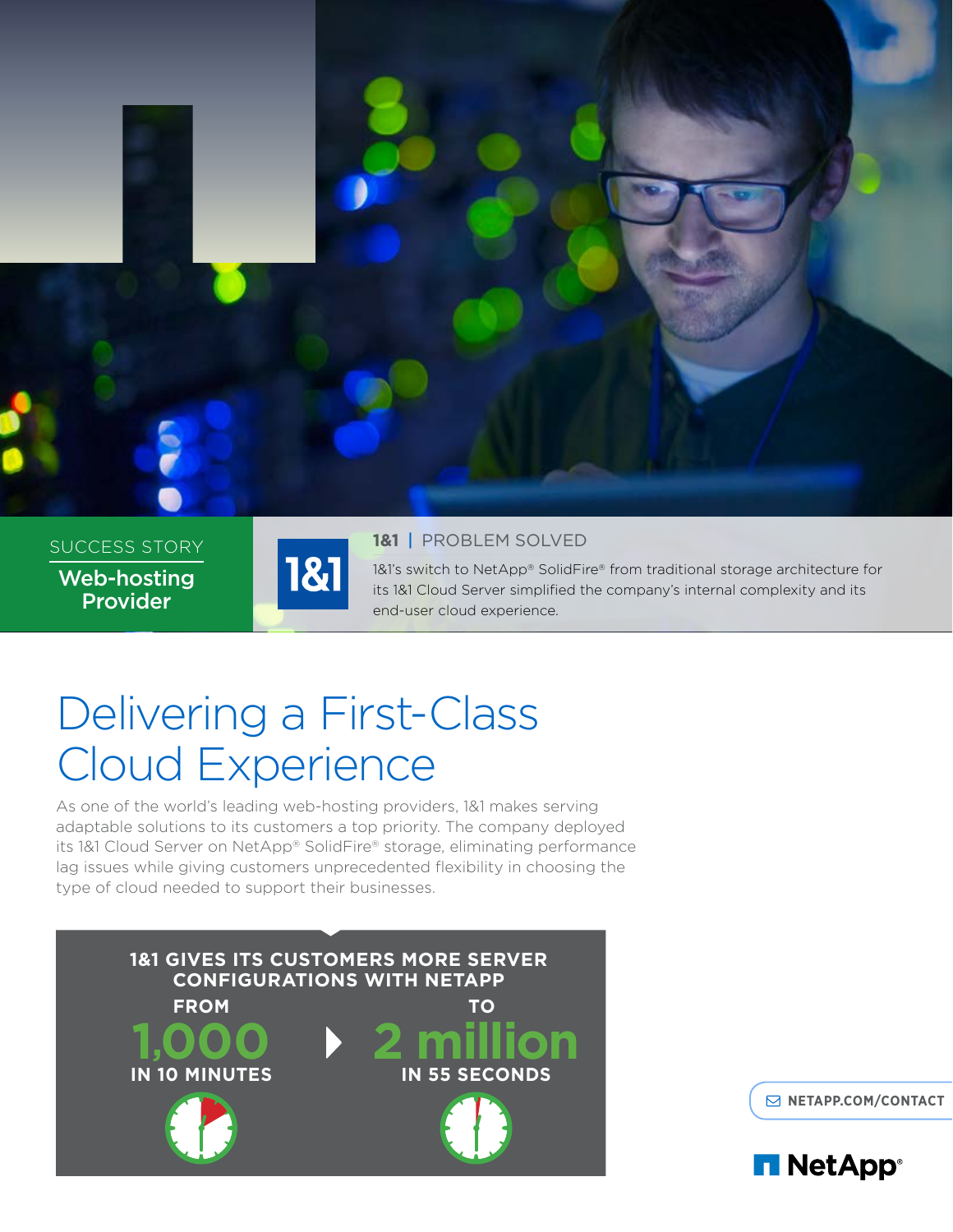SUCCESS STORY

**Web-hosting Provider**

**1&1** | PROBLEM SOLVED

1&1's switch to NetApp® SolidFire® from traditional storage architecture for its 1&1 Cloud Server simplified the company's internal complexity and its end-user cloud experience.

# Delivering a First-Class Cloud Experience

As one of the world's leading web-hosting providers, 1&1 makes serving adaptable solutions to its customers a top priority. The company deployed its 1&1 Cloud Server on NetApp® SolidFire® storage, eliminating performance lag issues while giving customers unprecedented flexibility in choosing the type of cloud needed to support their businesses.

**1&1 GIVES ITS CUSTOMERS MORE SERVER CONFIGURATIONS WITH NETAPP**

**FROM** 1,000 **IN 10 MINUTES** **TO** 2 million **IN 55 SECONDS**

NETAPP.COM/CONTACT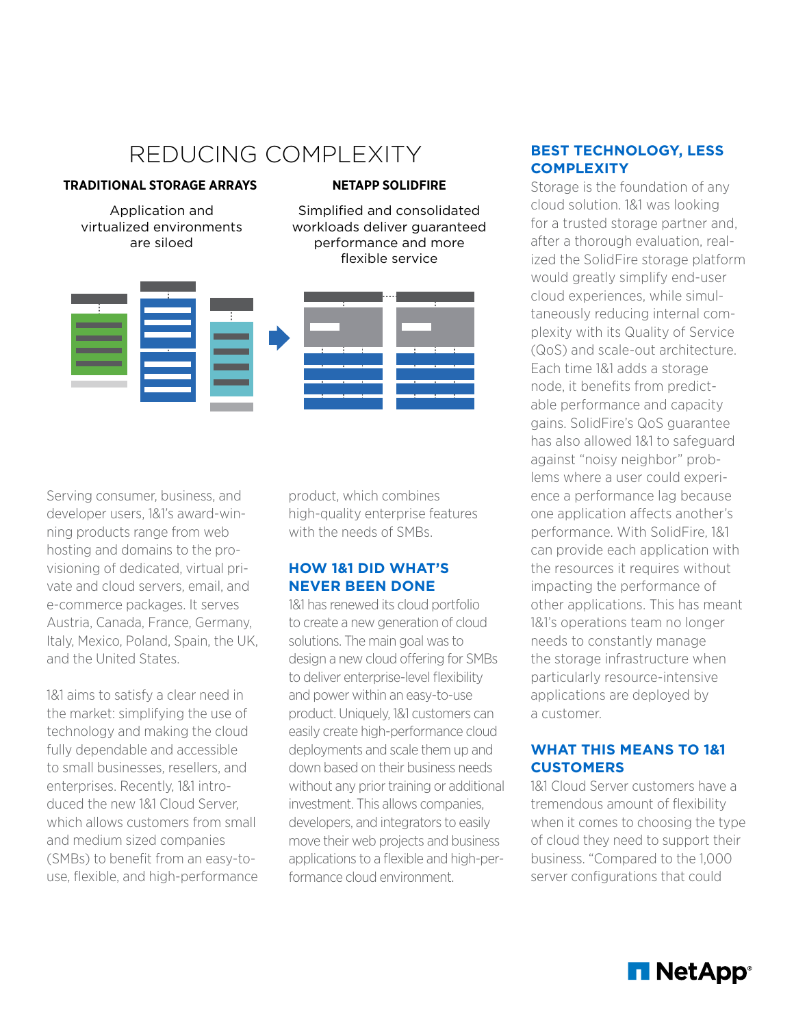# REDUCING COMPLEXITY

**TRADITIONAL STORAGE ARRAYS**

Application and virtualized environments are siloed

**NETAPP SOLIDFIRE**

Simplified and consolidated workloads deliver guaranteed performance and more flexible service

Serving consumer, business, and developer users, 1&1's award-winning products range from web hosting and domains to the provisioning of dedicated, virtual private and cloud servers, email, and e-commerce packages. It serves Austria, Canada, France, Germany, Italy, Mexico, Poland, Spain, the UK, and the United States.

1&1 aims to satisfy a clear need in the market: simplifying the use of technology and making the cloud fully dependable and accessible to small businesses, resellers, and enterprises. Recently, 1&1 introduced the new 1&1 Cloud Server, which allows customers from small and medium sized companies (SMBs) to benefit from an easy-to-use, flexible, and high-performance product, which combines high-quality enterprise features with the needs of SMBs.

## HOW 1&1 DID WHAT'S NEVER BEEN DONE

1&1 has renewed its cloud portfolio to create a new generation of cloud solutions. The main goal was to design a new cloud offering for SMBs to deliver enterprise-level flexibility and power within an easy-to-use product. Uniquely, 1&1 customers can easily create high-performance cloud deployments and scale them up and down based on their business needs without any prior training or additional investment. This allows companies, developers, and integrators to easily move their web projects and business applications to a flexible and high-performance cloud environment.

## BEST TECHNOLOGY, LESS COMPLEXITY

Storage is the foundation of any cloud solution. 1&1 was looking for a trusted storage partner and, after a thorough evaluation, realized the SolidFire storage platform would greatly simplify end-user cloud experiences, while simultaneously reducing internal complexity with its Quality of Service (QoS) and scale-out architecture. Each time 1&1 adds a storage node, it benefits from predictable performance and capacity gains. SolidFire's QoS guarantee has also allowed 1&1 to safeguard against "noisy neighbor" problems where a user could experience a performance lag because one application affects another's performance. With SolidFire, 1&1 can provide each application with the resources it requires without impacting the performance of other applications. This has meant 1&1's operations team no longer needs to constantly manage the storage infrastructure when particularly resource-intensive applications are deployed by a customer.

## WHAT THIS MEANS TO 1&1 CUSTOMERS

1&1 Cloud Server customers have a tremendous amount of flexibility when it comes to choosing the type of cloud they need to support their business. "Compared to the 1,000 server configurations that could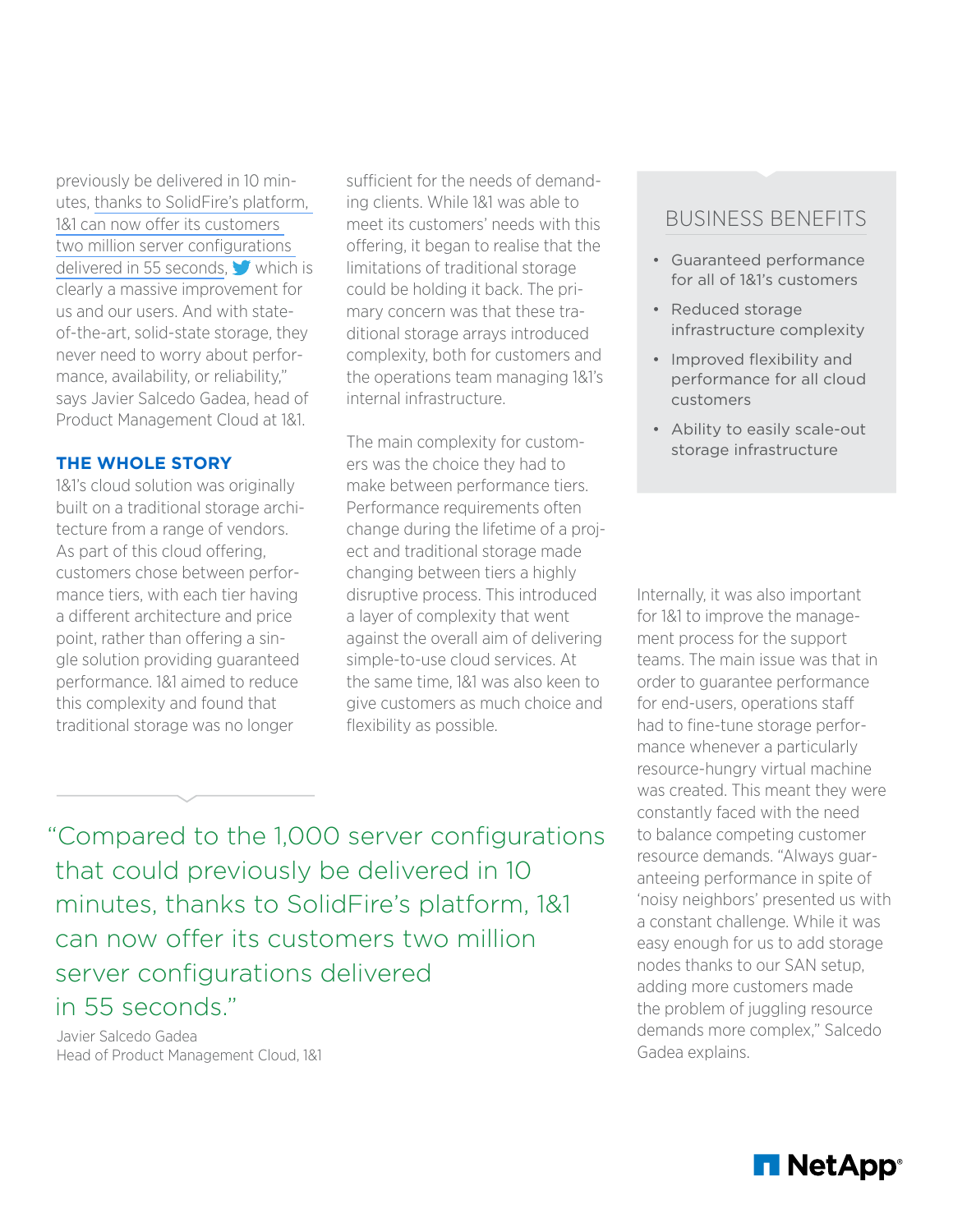previously be delivered in 10 minutes, thanks to SolidFire's platform, 1&1 can now offer its customers two million server configurations delivered in 55 seconds, which is clearly a massive improvement for us and our users. And with state-of-the-art, solid-state storage, they never need to worry about performance, availability, or reliability," says Javier Salcedo Gadea, head of Product Management Cloud at 1&1.

## THE WHOLE STORY

1&1's cloud solution was originally built on a traditional storage architecture from a range of vendors. As part of this cloud offering, customers chose between performance tiers, with each tier having a different architecture and price point, rather than offering a single solution providing guaranteed performance. 1&1 aimed to reduce this complexity and found that traditional storage was no longer sufficient for the needs of demanding clients. While 1&1 was able to meet its customers' needs with this offering, it began to realise that the limitations of traditional storage could be holding it back. The primary concern was that these traditional storage arrays introduced complexity, both for customers and the operations team managing 1&1's internal infrastructure.

The main complexity for customers was the choice they had to make between performance tiers. Performance requirements often change during the lifetime of a project and traditional storage made changing between tiers a highly disruptive process. This introduced a layer of complexity that went against the overall aim of delivering simple-to-use cloud services. At the same time, 1&1 was also keen to give customers as much choice and flexibility as possible.

> "Compared to the 1,000 server configurations that could previously be delivered in 10 minutes, thanks to SolidFire's platform, 1&1 can now offer its customers two million server configurations delivered in 55 seconds."
>
> Javier Salcedo Gadea
> Head of Product Management Cloud, 1&1

## BUSINESS BENEFITS

- Guaranteed performance for all of 1&1's customers
- Reduced storage infrastructure complexity
- Improved flexibility and performance for all cloud customers
- Ability to easily scale-out storage infrastructure

Internally, it was also important for 1&1 to improve the management process for the support teams. The main issue was that in order to guarantee performance for end-users, operations staff had to fine-tune storage performance whenever a particularly resource-hungry virtual machine was created. This meant they were constantly faced with the need to balance competing customer resource demands. "Always guaranteeing performance in spite of 'noisy neighbors' presented us with a constant challenge. While it was easy enough for us to add storage nodes thanks to our SAN setup, adding more customers made the problem of juggling resource demands more complex," Salcedo Gadea explains.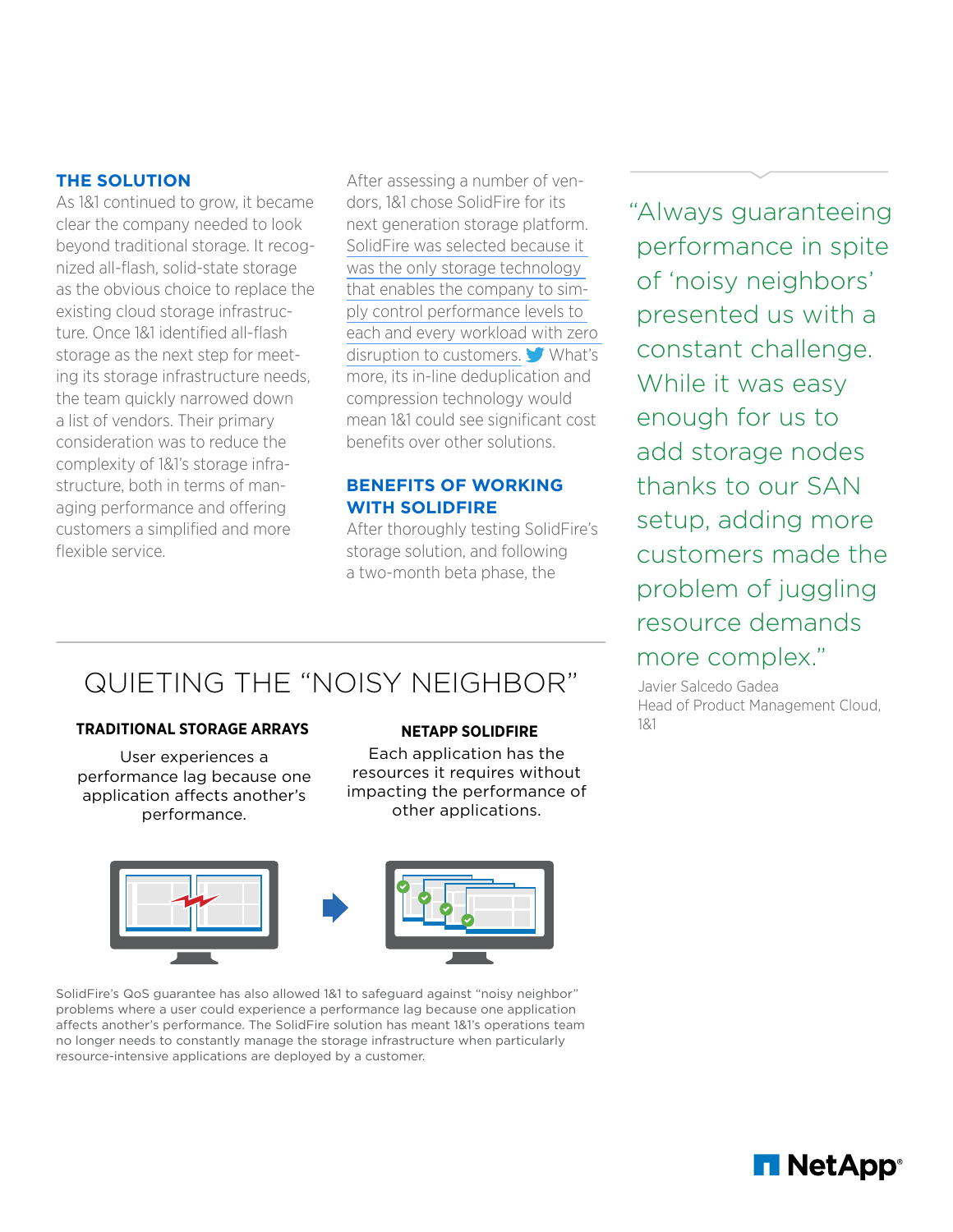## THE SOLUTION

As 1&1 continued to grow, it became clear the company needed to look beyond traditional storage. It recognized all-flash, solid-state storage as the obvious choice to replace the existing cloud storage infrastructure. Once 1&1 identified all-flash storage as the next step for meeting its storage infrastructure needs, the team quickly narrowed down a list of vendors. Their primary consideration was to reduce the complexity of 1&1's storage infrastructure, both in terms of managing performance and offering customers a simplified and more flexible service.

After assessing a number of vendors, 1&1 chose SolidFire for its next generation storage platform. SolidFire was selected because it was the only storage technology that enables the company to simply control performance levels to each and every workload with zero disruption to customers. What's more, its in-line deduplication and compression technology would mean 1&1 could see significant cost benefits over other solutions.

## BENEFITS OF WORKING WITH SOLIDFIRE

After thoroughly testing SolidFire's storage solution, and following a two-month beta phase, the

> "Always guaranteeing performance in spite of 'noisy neighbors' presented us with a constant challenge. While it was easy enough for us to add storage nodes thanks to our SAN setup, adding more customers made the problem of juggling resource demands more complex."
>
> Javier Salcedo Gadea
> Head of Product Management Cloud, 1&1

## QUIETING THE "NOISY NEIGHBOR"

**TRADITIONAL STORAGE ARRAYS**

User experiences a performance lag because one application affects another's performance.

**NETAPP SOLIDFIRE**

Each application has the resources it requires without impacting the performance of other applications.

SolidFire's QoS guarantee has also allowed 1&1 to safeguard against "noisy neighbor" problems where a user could experience a performance lag because one application affects another's performance. The SolidFire solution has meant 1&1's operations team no longer needs to constantly manage the storage infrastructure when particularly resource-intensive applications are deployed by a customer.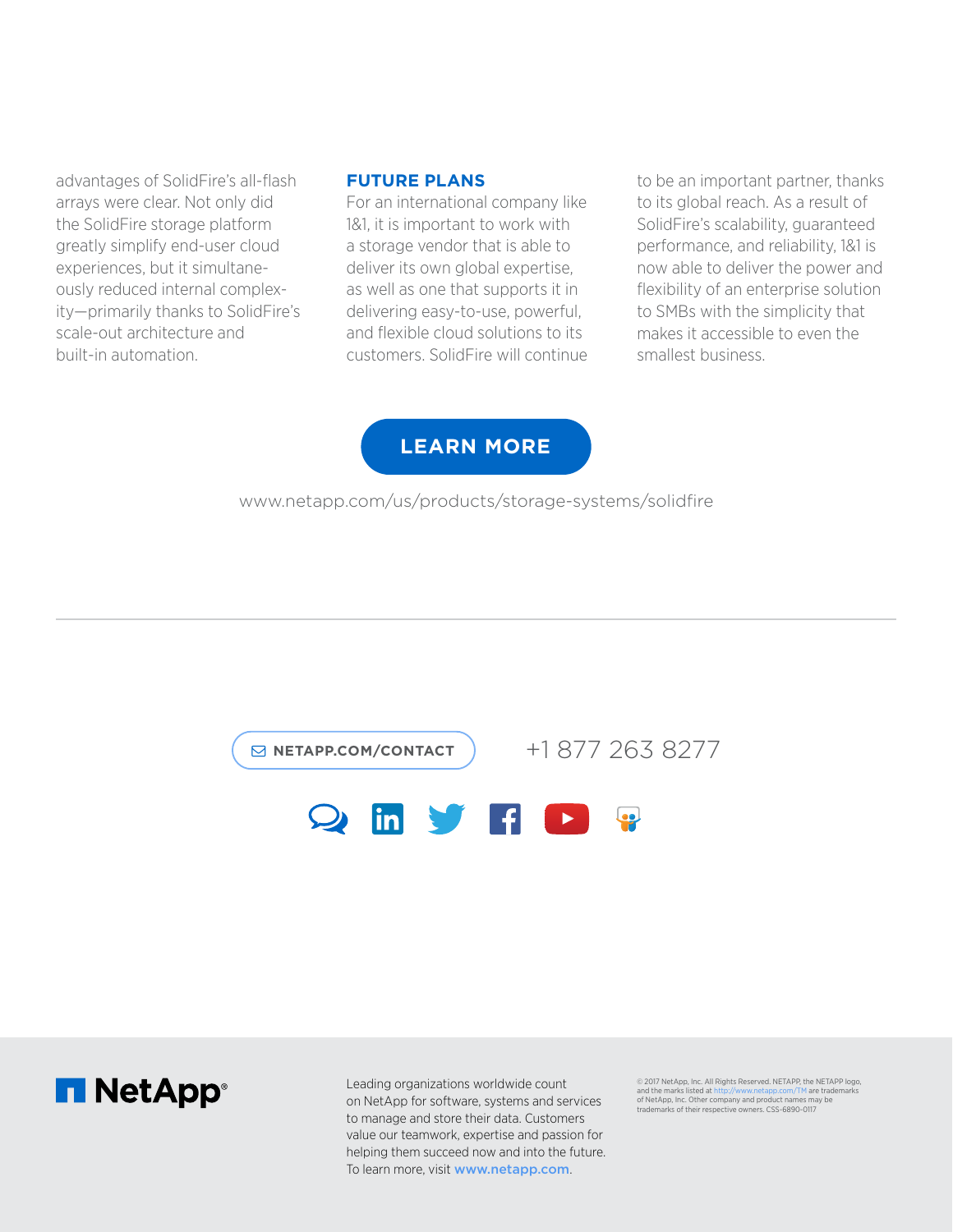advantages of SolidFire's all-flash arrays were clear. Not only did the SolidFire storage platform greatly simplify end-user cloud experiences, but it simultaneously reduced internal complexity—primarily thanks to SolidFire's scale-out architecture and built-in automation.

## FUTURE PLANS

For an international company like 1&1, it is important to work with a storage vendor that is able to deliver its own global expertise, as well as one that supports it in delivering easy-to-use, powerful, and flexible cloud solutions to its customers. SolidFire will continue to be an important partner, thanks to its global reach. As a result of SolidFire's scalability, guaranteed performance, and reliability, 1&1 is now able to deliver the power and flexibility of an enterprise solution to SMBs with the simplicity that makes it accessible to even the smallest business.

**LEARN MORE**

www.netapp.com/us/products/storage-systems/solidfire

---

**NETAPP.COM/CONTACT** +1 877 263 8277

NetApp

Leading organizations worldwide count on NetApp for software, systems and services to manage and store their data. Customers value our teamwork, expertise and passion for helping them succeed now and into the future. To learn more, visit www.netapp.com.

© 2017 NetApp, Inc. All Rights Reserved. NETAPP, the NETAPP logo, and the marks listed at http://www.netapp.com/TM are trademarks of NetApp, Inc. Other company and product names may be trademarks of their respective owners. CSS-6890-0117